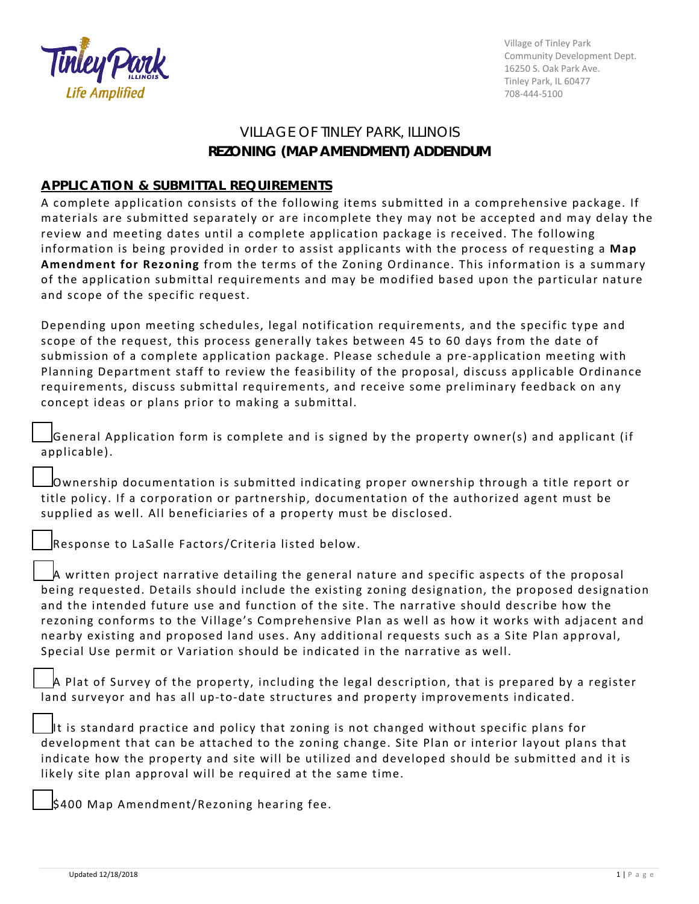Village of Tinley Park
Community Development Dept.
16250 S. Oak Park Ave.
Tinley Park, IL 60477
708-444-5100

# VILLAGE OF TINLEY PARK, ILLINOIS
# REZONING (MAP AMENDMENT) ADDENDUM

## APPLICATION & SUBMITTAL REQUIREMENTS

A complete application consists of the following items submitted in a comprehensive package. If materials are submitted separately or are incomplete they may not be accepted and may delay the review and meeting dates until a complete application package is received. The following information is being provided in order to assist applicants with the process of requesting a **Map Amendment for Rezoning** from the terms of the Zoning Ordinance. This information is a summary of the application submittal requirements and may be modified based upon the particular nature and scope of the specific request.

Depending upon meeting schedules, legal notification requirements, and the specific type and scope of the request, this process generally takes between 45 to 60 days from the date of submission of a complete application package. Please schedule a pre-application meeting with Planning Department staff to review the feasibility of the proposal, discuss applicable Ordinance requirements, discuss submittal requirements, and receive some preliminary feedback on any concept ideas or plans prior to making a submittal.

- [ ] General Application form is complete and is signed by the property owner(s) and applicant (if applicable).
- [ ] Ownership documentation is submitted indicating proper ownership through a title report or title policy. If a corporation or partnership, documentation of the authorized agent must be supplied as well. All beneficiaries of a property must be disclosed.
- [ ] Response to LaSalle Factors/Criteria listed below.
- [ ] A written project narrative detailing the general nature and specific aspects of the proposal being requested. Details should include the existing zoning designation, the proposed designation and the intended future use and function of the site. The narrative should describe how the rezoning conforms to the Village's Comprehensive Plan as well as how it works with adjacent and nearby existing and proposed land uses. Any additional requests such as a Site Plan approval, Special Use permit or Variation should be indicated in the narrative as well.
- [ ] A Plat of Survey of the property, including the legal description, that is prepared by a register land surveyor and has all up-to-date structures and property improvements indicated.
- [ ] It is standard practice and policy that zoning is not changed without specific plans for development that can be attached to the zoning change. Site Plan or interior layout plans that indicate how the property and site will be utilized and developed should be submitted and it is likely site plan approval will be required at the same time.
- [ ] $400 Map Amendment/Rezoning hearing fee.

Updated 12/18/2018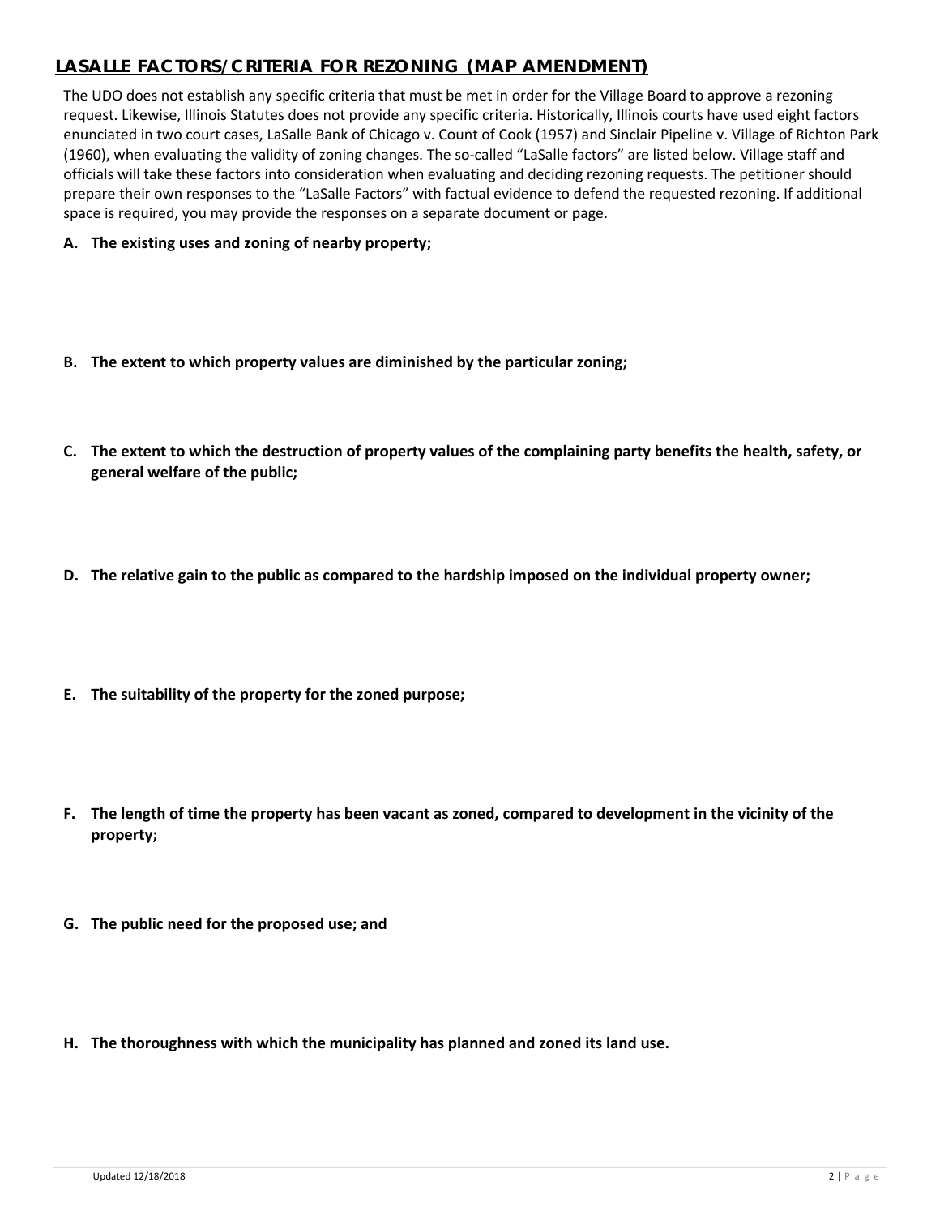## LASALLE FACTORS/CRITERIA FOR REZONING (MAP AMENDMENT)

The UDO does not establish any specific criteria that must be met in order for the Village Board to approve a rezoning request. Likewise, Illinois Statutes does not provide any specific criteria. Historically, Illinois courts have used eight factors enunciated in two court cases, LaSalle Bank of Chicago v. Count of Cook (1957) and Sinclair Pipeline v. Village of Richton Park (1960), when evaluating the validity of zoning changes. The so-called "LaSalle factors" are listed below. Village staff and officials will take these factors into consideration when evaluating and deciding rezoning requests. The petitioner should prepare their own responses to the "LaSalle Factors" with factual evidence to defend the requested rezoning. If additional space is required, you may provide the responses on a separate document or page.

**A. The existing uses and zoning of nearby property;**

**B. The extent to which property values are diminished by the particular zoning;**

**C. The extent to which the destruction of property values of the complaining party benefits the health, safety, or general welfare of the public;**

**D. The relative gain to the public as compared to the hardship imposed on the individual property owner;**

**E. The suitability of the property for the zoned purpose;**

**F. The length of time the property has been vacant as zoned, compared to development in the vicinity of the property;**

**G. The public need for the proposed use; and**

**H. The thoroughness with which the municipality has planned and zoned its land use.**

Updated 12/18/2018